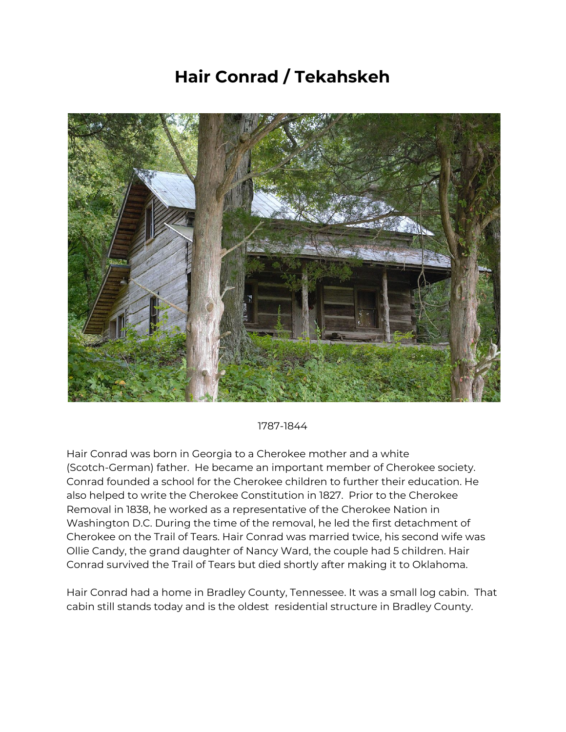# Hair Conrad / Tekahskeh

1787-1844

Hair Conrad was born in Georgia to a Cherokee mother and a white (Scotch-German) father. He became an important member of Cherokee society. Conrad founded a school for the Cherokee children to further their education. He also helped to write the Cherokee Constitution in 1827. Prior to the Cherokee Removal in 1838, he worked as a representative of the Cherokee Nation in Washington D.C. During the time of the removal, he led the first detachment of Cherokee on the Trail of Tears. Hair Conrad was married twice, his second wife was Ollie Candy, the grand daughter of Nancy Ward, the couple had 5 children. Hair Conrad survived the Trail of Tears but died shortly after making it to Oklahoma.

Hair Conrad had a home in Bradley County, Tennessee. It was a small log cabin. That cabin still stands today and is the oldest residential structure in Bradley County.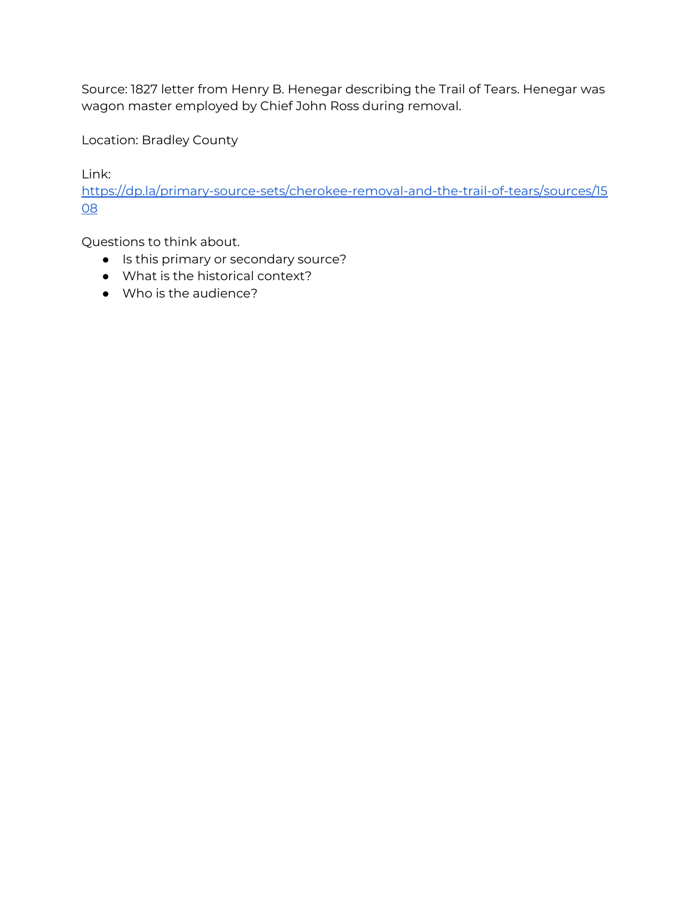Source: 1827 letter from Henry B. Henegar describing the Trail of Tears. Henegar was wagon master employed by Chief John Ross during removal.

Location: Bradley County

Link:
[https://dp.la/primary-source-sets/cherokee-removal-and-the-trail-of-tears/sources/1508](https://dp.la/primary-source-sets/cherokee-removal-and-the-trail-of-tears/sources/1508)

Questions to think about.

- Is this primary or secondary source?
- What is the historical context?
- Who is the audience?